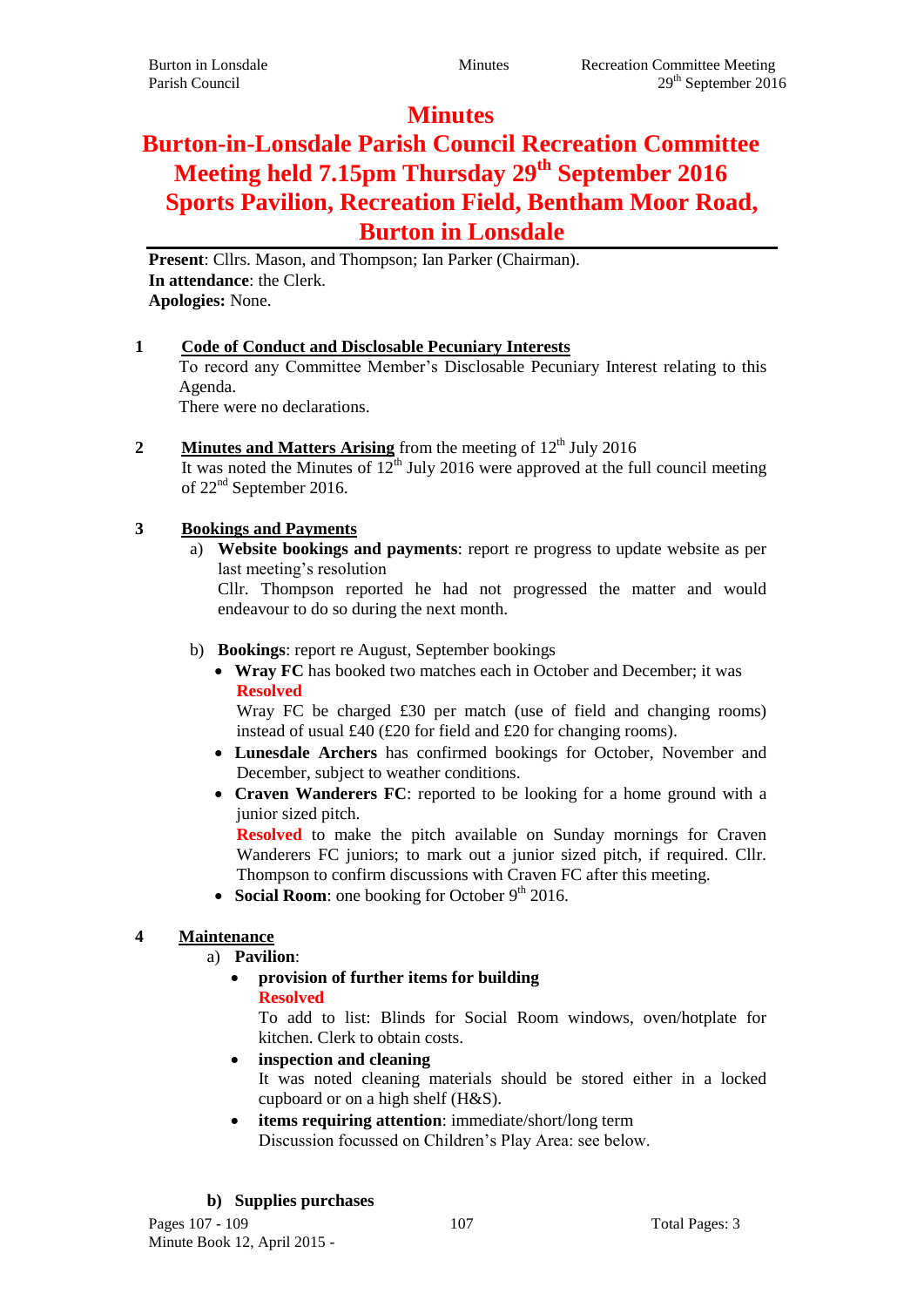# Minutes

# Burton-in-Lonsdale Parish Council Recreation Committee Meeting held 7.15pm Thursday 29th September 2016 Sports Pavilion, Recreation Field, Bentham Moor Road, Burton in Lonsdale

**Present**: Cllrs. Mason, and Thompson; Ian Parker (Chairman).
**In attendance**: the Clerk.
**Apologies:** None.

**1 Code of Conduct and Disclosable Pecuniary Interests**

To record any Committee Member's Disclosable Pecuniary Interest relating to this Agenda.
There were no declarations.

**2 Minutes and Matters Arising** from the meeting of 12th July 2016

It was noted the Minutes of 12th July 2016 were approved at the full council meeting of 22nd September 2016.

**3 Bookings and Payments**

a) **Website bookings and payments**: report re progress to update website as per last meeting's resolution
Cllr. Thompson reported he had not progressed the matter and would endeavour to do so during the next month.

b) **Bookings**: report re August, September bookings

- **Wray FC** has booked two matches each in October and December; it was
  **Resolved**
  Wray FC be charged £30 per match (use of field and changing rooms) instead of usual £40 (£20 for field and £20 for changing rooms).
- **Lunesdale Archers** has confirmed bookings for October, November and December, subject to weather conditions.
- **Craven Wanderers FC**: reported to be looking for a home ground with a junior sized pitch.
  **Resolved** to make the pitch available on Sunday mornings for Craven Wanderers FC juniors; to mark out a junior sized pitch, if required. Cllr. Thompson to confirm discussions with Craven FC after this meeting.
- **Social Room**: one booking for October 9th 2016.

**4 Maintenance**

a) **Pavilion**:

- **provision of further items for building**
  **Resolved**
  To add to list: Blinds for Social Room windows, oven/hotplate for kitchen. Clerk to obtain costs.
- **inspection and cleaning**
  It was noted cleaning materials should be stored either in a locked cupboard or on a high shelf (H&S).
- **items requiring attention**: immediate/short/long term
  Discussion focussed on Children's Play Area: see below.

**b) Supplies purchases**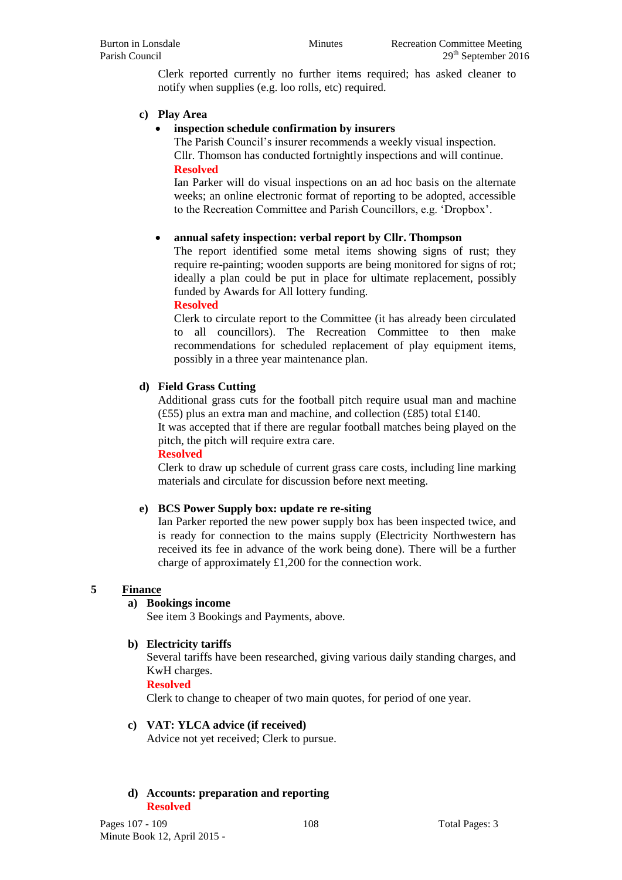Clerk reported currently no further items required; has asked cleaner to notify when supplies (e.g. loo rolls, etc) required.

**c) Play Area**

- **inspection schedule confirmation by insurers**

  The Parish Council's insurer recommends a weekly visual inspection. Cllr. Thomson has conducted fortnightly inspections and will continue.

  **Resolved**

  Ian Parker will do visual inspections on an ad hoc basis on the alternate weeks; an online electronic format of reporting to be adopted, accessible to the Recreation Committee and Parish Councillors, e.g. 'Dropbox'.

- **annual safety inspection: verbal report by Cllr. Thompson**

  The report identified some metal items showing signs of rust; they require re-painting; wooden supports are being monitored for signs of rot; ideally a plan could be put in place for ultimate replacement, possibly funded by Awards for All lottery funding.

  **Resolved**

  Clerk to circulate report to the Committee (it has already been circulated to all councillors). The Recreation Committee to then make recommendations for scheduled replacement of play equipment items, possibly in a three year maintenance plan.

**d) Field Grass Cutting**

Additional grass cuts for the football pitch require usual man and machine (£55) plus an extra man and machine, and collection (£85) total £140.

It was accepted that if there are regular football matches being played on the pitch, the pitch will require extra care.

**Resolved**

Clerk to draw up schedule of current grass care costs, including line marking materials and circulate for discussion before next meeting.

**e) BCS Power Supply box: update re re-siting**

Ian Parker reported the new power supply box has been inspected twice, and is ready for connection to the mains supply (Electricity Northwestern has received its fee in advance of the work being done). There will be a further charge of approximately £1,200 for the connection work.

## 5 Finance

**a) Bookings income**

See item 3 Bookings and Payments, above.

**b) Electricity tariffs**

Several tariffs have been researched, giving various daily standing charges, and KwH charges.

**Resolved**

Clerk to change to cheaper of two main quotes, for period of one year.

**c) VAT: YLCA advice (if received)**

Advice not yet received; Clerk to pursue.

**d) Accounts: preparation and reporting**

**Resolved**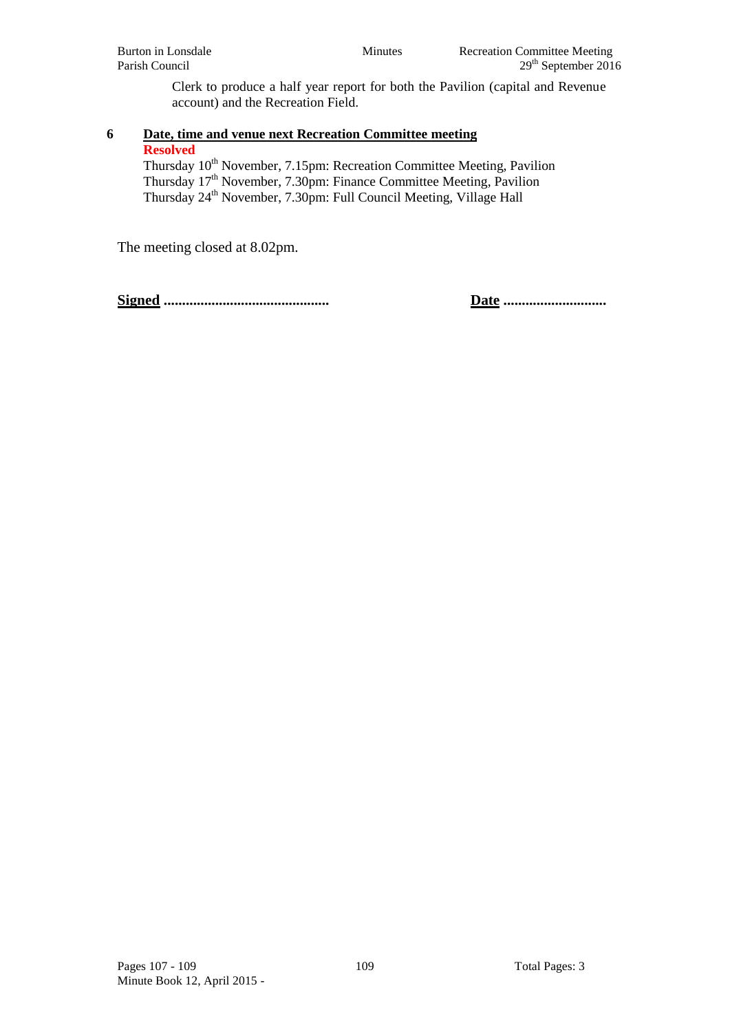Clerk to produce a half year report for both the Pavilion (capital and Revenue account) and the Recreation Field.

**6 Date, time and venue next Recreation Committee meeting**

**Resolved**

Thursday 10th November, 7.15pm: Recreation Committee Meeting, Pavilion
Thursday 17th November, 7.30pm: Finance Committee Meeting, Pavilion
Thursday 24th November, 7.30pm: Full Council Meeting, Village Hall

The meeting closed at 8.02pm.

**Signed** ............................................ **Date** ............................